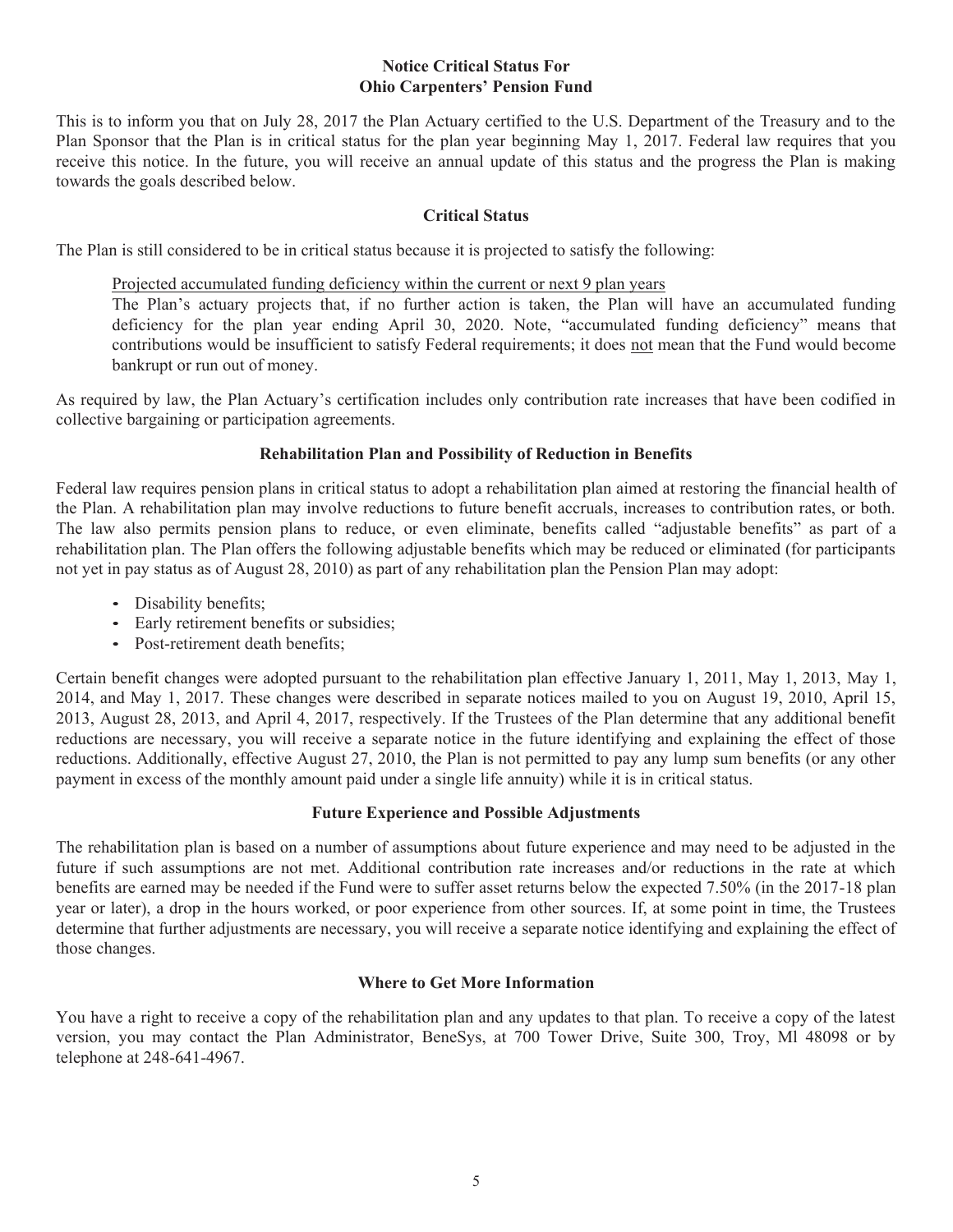# Notice Critical Status For
# Ohio Carpenters' Pension Fund

This is to inform you that on July 28, 2017 the Plan Actuary certified to the U.S. Department of the Treasury and to the Plan Sponsor that the Plan is in critical status for the plan year beginning May 1, 2017. Federal law requires that you receive this notice. In the future, you will receive an annual update of this status and the progress the Plan is making towards the goals described below.

## Critical Status

The Plan is still considered to be in critical status because it is projected to satisfy the following:

Projected accumulated funding deficiency within the current or next 9 plan years

The Plan's actuary projects that, if no further action is taken, the Plan will have an accumulated funding deficiency for the plan year ending April 30, 2020. Note, "accumulated funding deficiency" means that contributions would be insufficient to satisfy Federal requirements; it does not mean that the Fund would become bankrupt or run out of money.

As required by law, the Plan Actuary's certification includes only contribution rate increases that have been codified in collective bargaining or participation agreements.

## Rehabilitation Plan and Possibility of Reduction in Benefits

Federal law requires pension plans in critical status to adopt a rehabilitation plan aimed at restoring the financial health of the Plan. A rehabilitation plan may involve reductions to future benefit accruals, increases to contribution rates, or both. The law also permits pension plans to reduce, or even eliminate, benefits called "adjustable benefits" as part of a rehabilitation plan. The Plan offers the following adjustable benefits which may be reduced or eliminated (for participants not yet in pay status as of August 28, 2010) as part of any rehabilitation plan the Pension Plan may adopt:

- Disability benefits;
- Early retirement benefits or subsidies;
- Post-retirement death benefits;

Certain benefit changes were adopted pursuant to the rehabilitation plan effective January 1, 2011, May 1, 2013, May 1, 2014, and May 1, 2017. These changes were described in separate notices mailed to you on August 19, 2010, April 15, 2013, August 28, 2013, and April 4, 2017, respectively. If the Trustees of the Plan determine that any additional benefit reductions are necessary, you will receive a separate notice in the future identifying and explaining the effect of those reductions. Additionally, effective August 27, 2010, the Plan is not permitted to pay any lump sum benefits (or any other payment in excess of the monthly amount paid under a single life annuity) while it is in critical status.

## Future Experience and Possible Adjustments

The rehabilitation plan is based on a number of assumptions about future experience and may need to be adjusted in the future if such assumptions are not met. Additional contribution rate increases and/or reductions in the rate at which benefits are earned may be needed if the Fund were to suffer asset returns below the expected 7.50% (in the 2017-18 plan year or later), a drop in the hours worked, or poor experience from other sources. If, at some point in time, the Trustees determine that further adjustments are necessary, you will receive a separate notice identifying and explaining the effect of those changes.

## Where to Get More Information

You have a right to receive a copy of the rehabilitation plan and any updates to that plan. To receive a copy of the latest version, you may contact the Plan Administrator, BeneSys, at 700 Tower Drive, Suite 300, Troy, Ml 48098 or by telephone at 248-641-4967.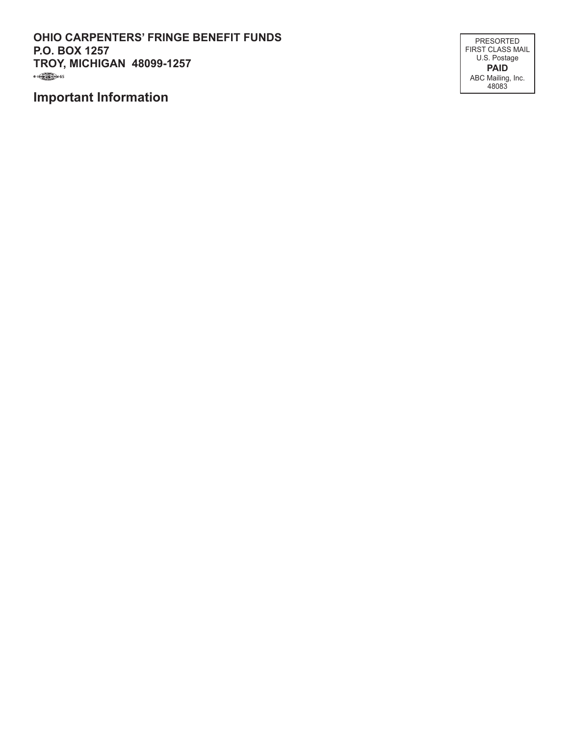**OHIO CARPENTERS' FRINGE BENEFIT FUNDS**
**P.O. BOX 1257**
**TROY, MICHIGAN 48099-1257**

PRESORTED
FIRST CLASS MAIL
U.S. Postage
**PAID**
ABC Mailing, Inc.
48083

## Important Information